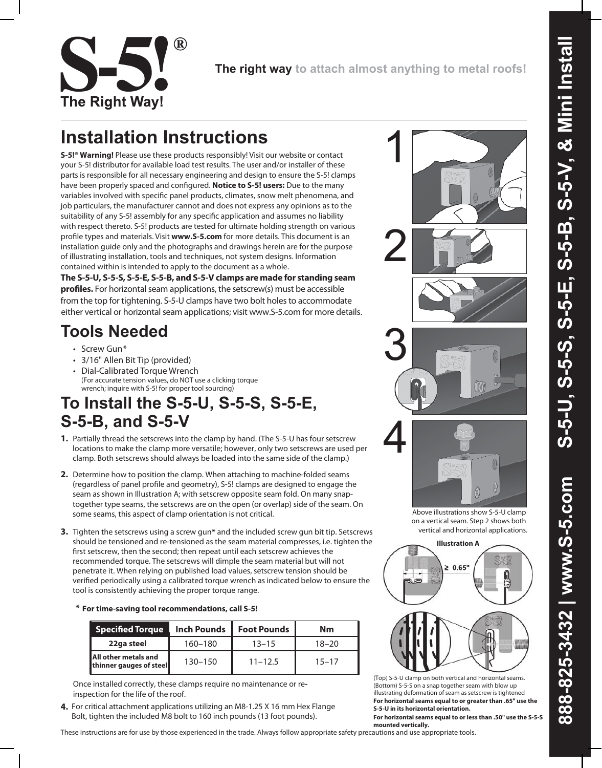# S-5!®

The Right Way!

**The right way** to attach almost anything to metal roofs!

# Installation Instructions

**S-5!® Warning!** Please use these products responsibly! Visit our website or contact your S-5! distributor for available load test results. The user and/or installer of these parts is responsible for all necessary engineering and design to ensure the S-5! clamps have been properly spaced and configured. **Notice to S-5! users:** Due to the many variables involved with specific panel products, climates, snow melt phenomena, and job particulars, the manufacturer cannot and does not express any opinions as to the suitability of any S-5! assembly for any specific application and assumes no liability with respect thereto. S-5! products are tested for ultimate holding strength on various profile types and materials. Visit **www.S-5.com** for more details. This document is an installation guide only and the photographs and drawings herein are for the purpose of illustrating installation, tools and techniques, not system designs. Information contained within is intended to apply to the document as a whole.

**The S-5-U, S-5-S, S-5-E, S-5-B, and S-5-V clamps are made for standing seam profiles.** For horizontal seam applications, the setscrew(s) must be accessible from the top for tightening. S-5-U clamps have two bolt holes to accommodate either vertical or horizontal seam applications; visit www.S-5.com for more details.

## Tools Needed

- Screw Gun*
- 3/16" Allen Bit Tip (provided)
- Dial-Calibrated Torque Wrench
  (For accurate tension values, do NOT use a clicking torque wrench; inquire with S-5! for proper tool sourcing)

## To Install the S-5-U, S-5-S, S-5-E, S-5-B, and S-5-V

**1.** Partially thread the setscrews into the clamp by hand. (The S-5-U has four setscrew locations to make the clamp more versatile; however, only two setscrews are used per clamp. Both setscrews should always be loaded into the same side of the clamp.)

**2.** Determine how to position the clamp. When attaching to machine-folded seams (regardless of panel profile and geometry), S-5! clamps are designed to engage the seam as shown in Illustration A; with setscrew opposite seam fold. On many snap-together type seams, the setscrews are on the open (or overlap) side of the seam. On some seams, this aspect of clamp orientation is not critical.

**3.** Tighten the setscrews using a screw gun* and the included screw gun bit tip. Setscrews should be tensioned and re-tensioned as the seam material compresses, i.e. tighten the first setscrew, then the second; then repeat until each setscrew achieves the recommended torque. The setscrews will dimple the seam material but will not penetrate it. When relying on published load values, setscrew tension should be verified periodically using a calibrated torque wrench as indicated below to ensure the tool is consistently achieving the proper torque range.

**\* For time-saving tool recommendations, call S-5!**

| Specified Torque | Inch Pounds | Foot Pounds | Nm |
|---|---|---|---|
| 22ga steel | 160–180 | 13–15 | 18–20 |
| All other metals and thinner gauges of steel | 130–150 | 11–12.5 | 15–17 |

Once installed correctly, these clamps require no maintenance or re-inspection for the life of the roof.

**4.** For critical attachment applications utilizing an M8-1.25 X 16 mm Hex Flange Bolt, tighten the included M8 bolt to 160 inch pounds (13 foot pounds).

1

2

3

4

Above illustrations show S-5-U clamp on a vertical seam. Step 2 shows both vertical and horizontal applications.

**Illustration A**

≥ 0.65"

(Top) S-5-U clamp on both vertical and horizontal seams. (Bottom) S-5-S on a snap together seam with blow up illustrating deformation of seam as setscrew is tightened

**For horizontal seams equal to or greater than .65" use the S-5-U in its horizontal orientation.**

**For horizontal seams equal to or less than .50" use the S-5-S mounted vertically.**

These instructions are for use by those experienced in the trade. Always follow appropriate safety precautions and use appropriate tools.

888-825-3432 | www.S-5.com S-5-U, S-5-S, S-5-E, S-5-B, S-5-V, & Mini Install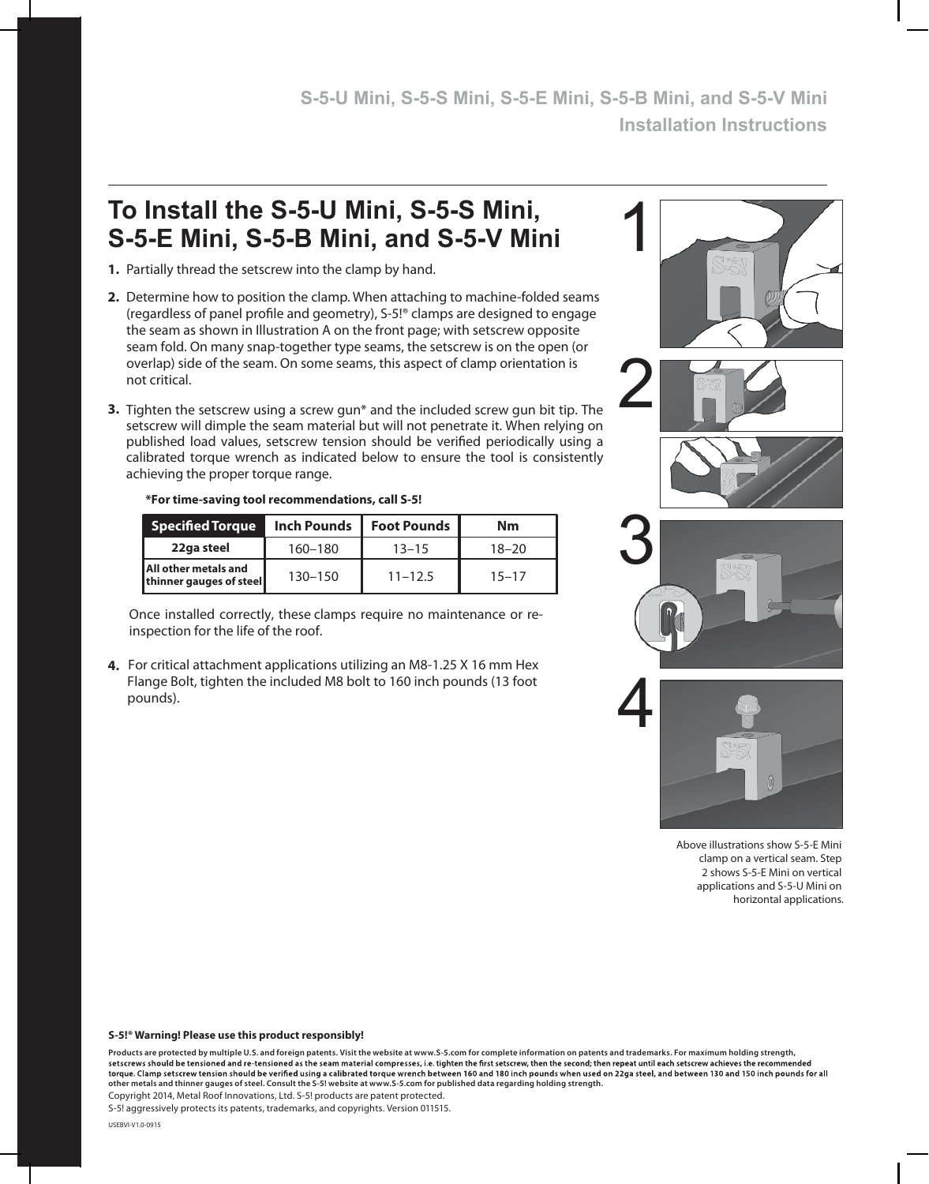## To Install the S-5-U Mini, S-5-S Mini, S-5-E Mini, S-5-B Mini, and S-5-V Mini

1. Partially thread the setscrew into the clamp by hand.

2. Determine how to position the clamp. When attaching to machine-folded seams (regardless of panel profile and geometry), S-5!® clamps are designed to engage the seam as shown in Illustration A on the front page; with setscrew opposite seam fold. On many snap-together type seams, the setscrew is on the open (or overlap) side of the seam. On some seams, this aspect of clamp orientation is not critical.

3. Tighten the setscrew using a screw gun* and the included screw gun bit tip. The setscrew will dimple the seam material but will not penetrate it. When relying on published load values, setscrew tension should be verified periodically using a calibrated torque wrench as indicated below to ensure the tool is consistently achieving the proper torque range.

**\*For time-saving tool recommendations, call S-5!**

| Specified Torque | Inch Pounds | Foot Pounds | Nm |
|---|---|---|---|
| **22ga steel** | 160–180 | 13–15 | 18–20 |
| **All other metals and thinner gauges of steel** | 130–150 | 11–12.5 | 15–17 |

Once installed correctly, these clamps require no maintenance or re-inspection for the life of the roof.

4. For critical attachment applications utilizing an M8-1.25 X 16 mm Hex Flange Bolt, tighten the included M8 bolt to 160 inch pounds (13 foot pounds).

1

2

3

4

Above illustrations show S-5-E Mini clamp on a vertical seam. Step 2 shows S-5-E Mini on vertical applications and S-5-U Mini on horizontal applications.

**S-5!® Warning! Please use this product responsibly!**

**Products are protected by multiple U.S. and foreign patents. Visit the website at www.S-5.com for complete information on patents and trademarks. For maximum holding strength, setscrews should be tensioned and re-tensioned as the seam material compresses, i.e. tighten the first setscrew, then the second; then repeat until each setscrew achieves the recommended torque. Clamp setscrew tension should be verified using a calibrated torque wrench between 160 and 180 inch pounds when used on 22ga steel, and between 130 and 150 inch pounds for all other metals and thinner gauges of steel. Consult the S-5! website at www.S-5.com for published data regarding holding strength.**

Copyright 2014, Metal Roof Innovations, Ltd. S-5! products are patent protected.

S-5! aggressively protects its patents, trademarks, and copyrights. Version 011515.

USEBVI-V1.0-0915